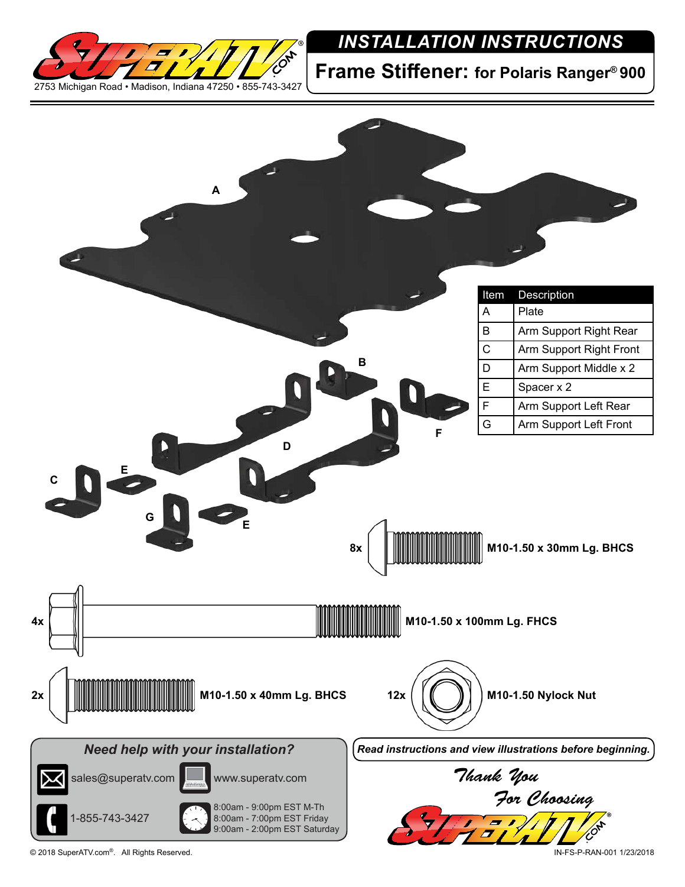SUPERATV.COM®

2753 Michigan Road • Madison, Indiana 47250 • 855-743-3427

# *INSTALLATION INSTRUCTIONS*

## Frame Stiffener: for Polaris Ranger® 900

| Item | Description |
|---|---|
| A | Plate |
| B | Arm Support Right Rear |
| C | Arm Support Right Front |
| D | Arm Support Middle x 2 |
| E | Spacer x 2 |
| F | Arm Support Left Rear |
| G | Arm Support Left Front |

- 8x **M10-1.50 x 30mm Lg. BHCS**
- 4x **M10-1.50 x 100mm Lg. FHCS**
- 2x **M10-1.50 x 40mm Lg. BHCS**
- 12x **M10-1.50 Nylock Nut**

### *Need help with your installation?*

sales@superatv.com

www.superatv.com

1-855-743-3427

8:00am - 9:00pm EST M-Th
8:00am - 7:00pm EST Friday
9:00am - 2:00pm EST Saturday

***Read instructions and view illustrations before beginning.***

*Thank You For Choosing* SUPERATV.COM®

© 2018 SuperATV.com®. All Rights Reserved.

IN-FS-P-RAN-001 1/23/2018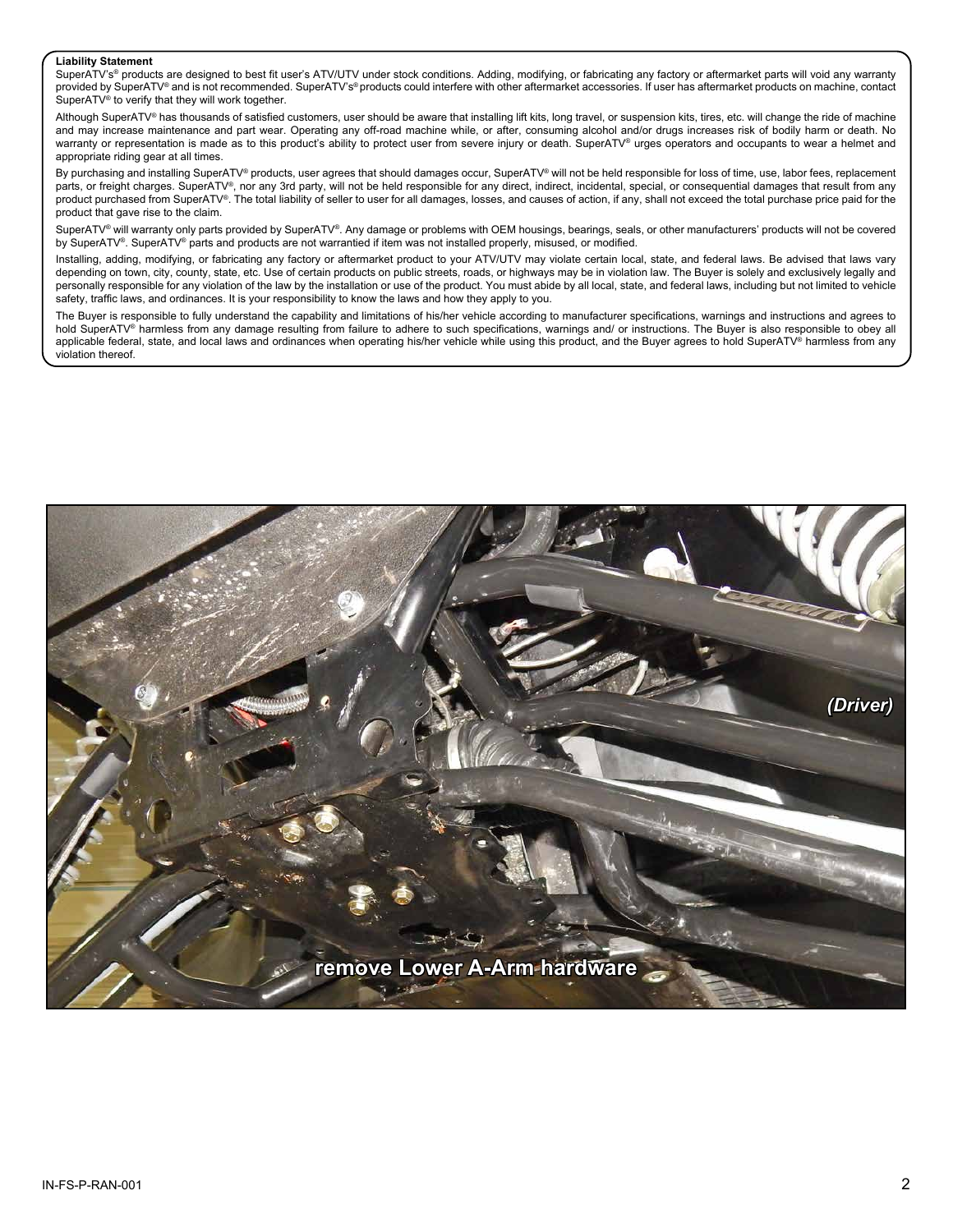**Liability Statement**

SuperATV's® products are designed to best fit user's ATV/UTV under stock conditions. Adding, modifying, or fabricating any factory or aftermarket parts will void any warranty provided by SuperATV® and is not recommended. SuperATV's® products could interfere with other aftermarket accessories. If user has aftermarket products on machine, contact SuperATV® to verify that they will work together.

Although SuperATV® has thousands of satisfied customers, user should be aware that installing lift kits, long travel, or suspension kits, tires, etc. will change the ride of machine and may increase maintenance and part wear. Operating any off-road machine while, or after, consuming alcohol and/or drugs increases risk of bodily harm or death. No warranty or representation is made as to this product's ability to protect user from severe injury or death. SuperATV® urges operators and occupants to wear a helmet and appropriate riding gear at all times.

By purchasing and installing SuperATV® products, user agrees that should damages occur, SuperATV® will not be held responsible for loss of time, use, labor fees, replacement parts, or freight charges. SuperATV®, nor any 3rd party, will not be held responsible for any direct, indirect, incidental, special, or consequential damages that result from any product purchased from SuperATV®. The total liability of seller to user for all damages, losses, and causes of action, if any, shall not exceed the total purchase price paid for the product that gave rise to the claim.

SuperATV® will warranty only parts provided by SuperATV®. Any damage or problems with OEM housings, bearings, seals, or other manufacturers' products will not be covered by SuperATV®. SuperATV® parts and products are not warrantied if item was not installed properly, misused, or modified.

Installing, adding, modifying, or fabricating any factory or aftermarket product to your ATV/UTV may violate certain local, state, and federal laws. Be advised that laws vary depending on town, city, county, state, etc. Use of certain products on public streets, roads, or highways may be in violation law. The Buyer is solely and exclusively legally and personally responsible for any violation of the law by the installation or use of the product. You must abide by all local, state, and federal laws, including but not limited to vehicle safety, traffic laws, and ordinances. It is your responsibility to know the laws and how they apply to you.

The Buyer is responsible to fully understand the capability and limitations of his/her vehicle according to manufacturer specifications, warnings and instructions and agrees to hold SuperATV® harmless from any damage resulting from failure to adhere to such specifications, warnings and/ or instructions. The Buyer is also responsible to obey all applicable federal, state, and local laws and ordinances when operating his/her vehicle while using this product, and the Buyer agrees to hold SuperATV® harmless from any violation thereof.

(Driver)

remove Lower A-Arm hardware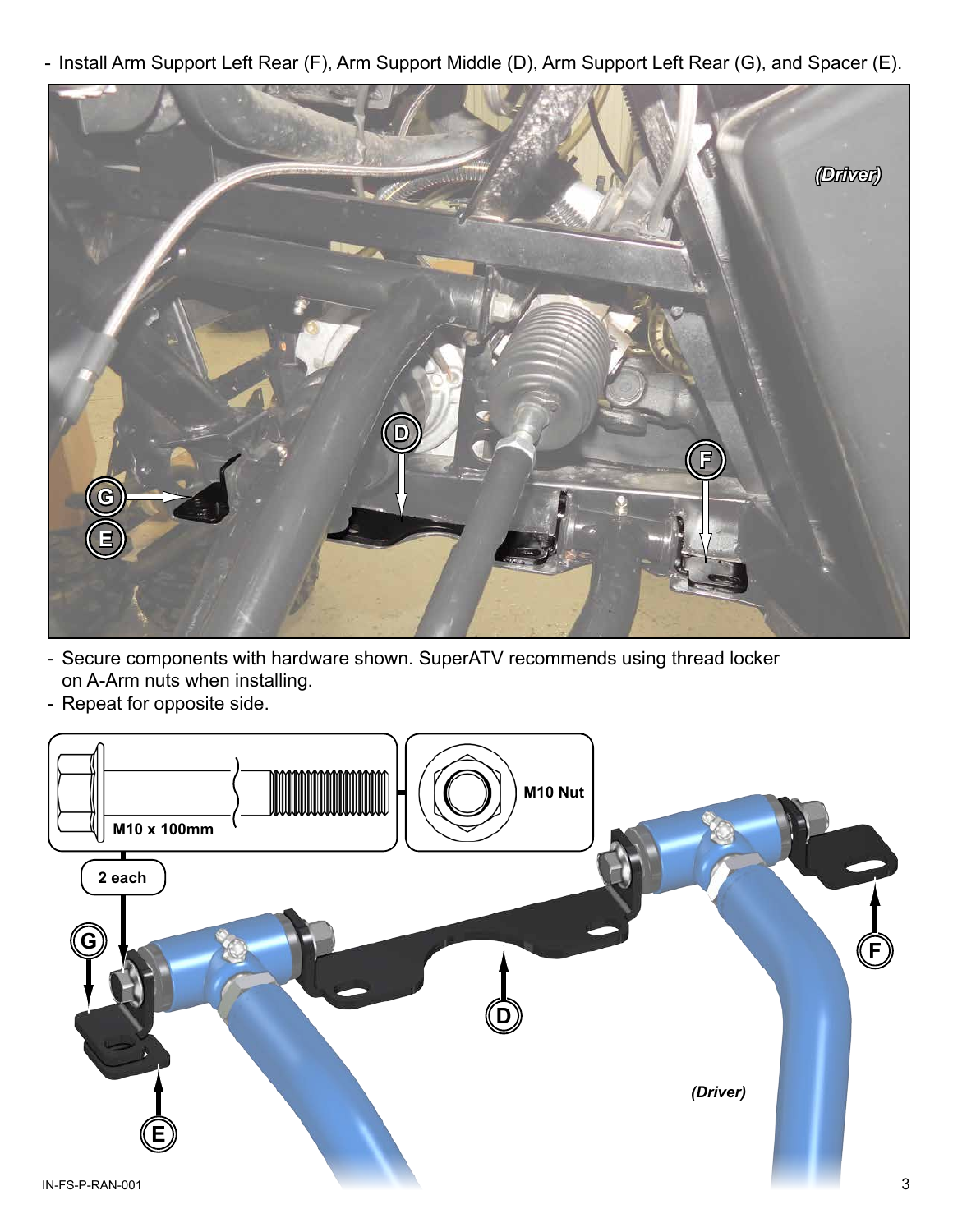- Install Arm Support Left Rear (F), Arm Support Middle (D), Arm Support Left Rear (G), and Spacer (E).

- Secure components with hardware shown. SuperATV recommends using thread locker on A-Arm nuts when installing.
- Repeat for opposite side.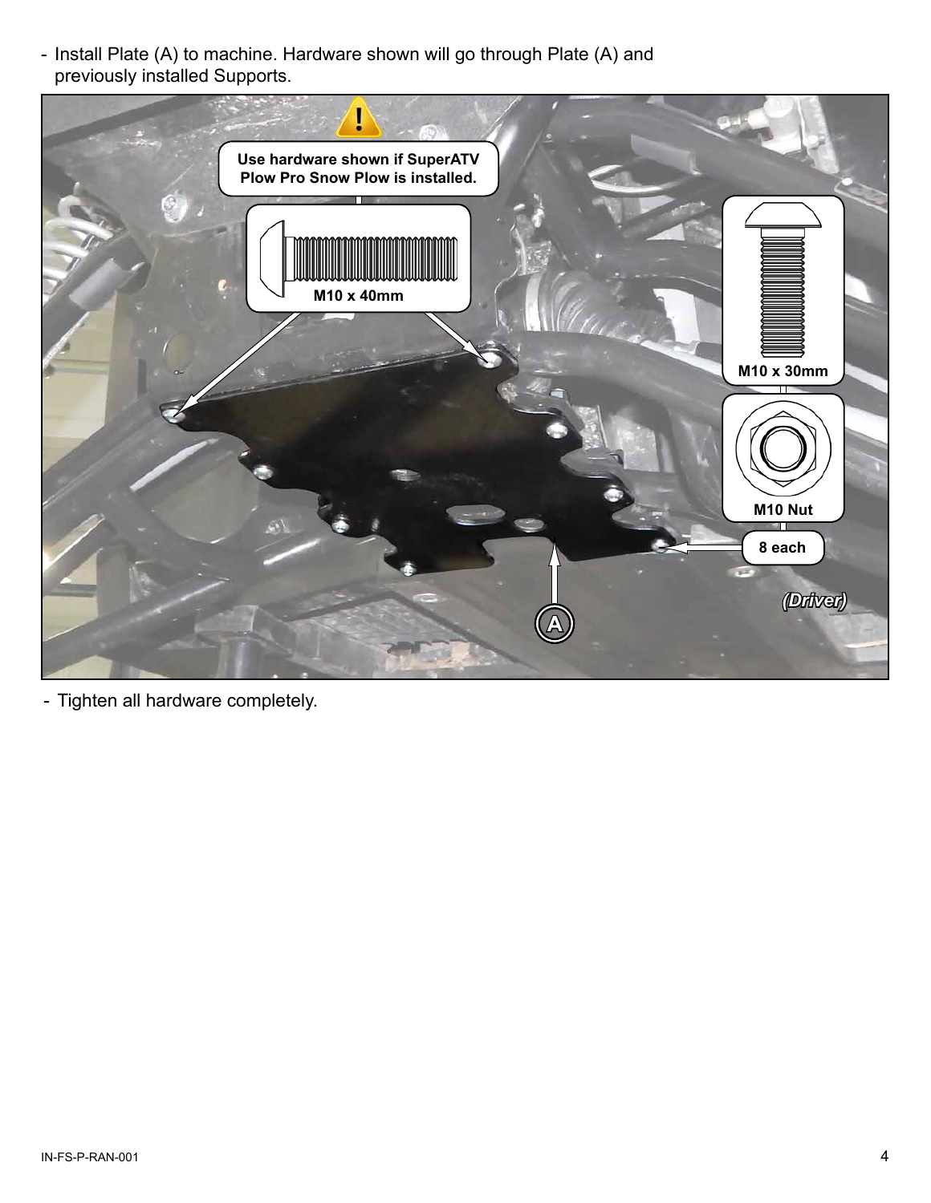- Install Plate (A) to machine. Hardware shown will go through Plate (A) and previously installed Supports.

Use hardware shown if SuperATV Plow Pro Snow Plow is installed.

M10 x 40mm

M10 x 30mm

M10 Nut

8 each

(Driver)

A

- Tighten all hardware completely.